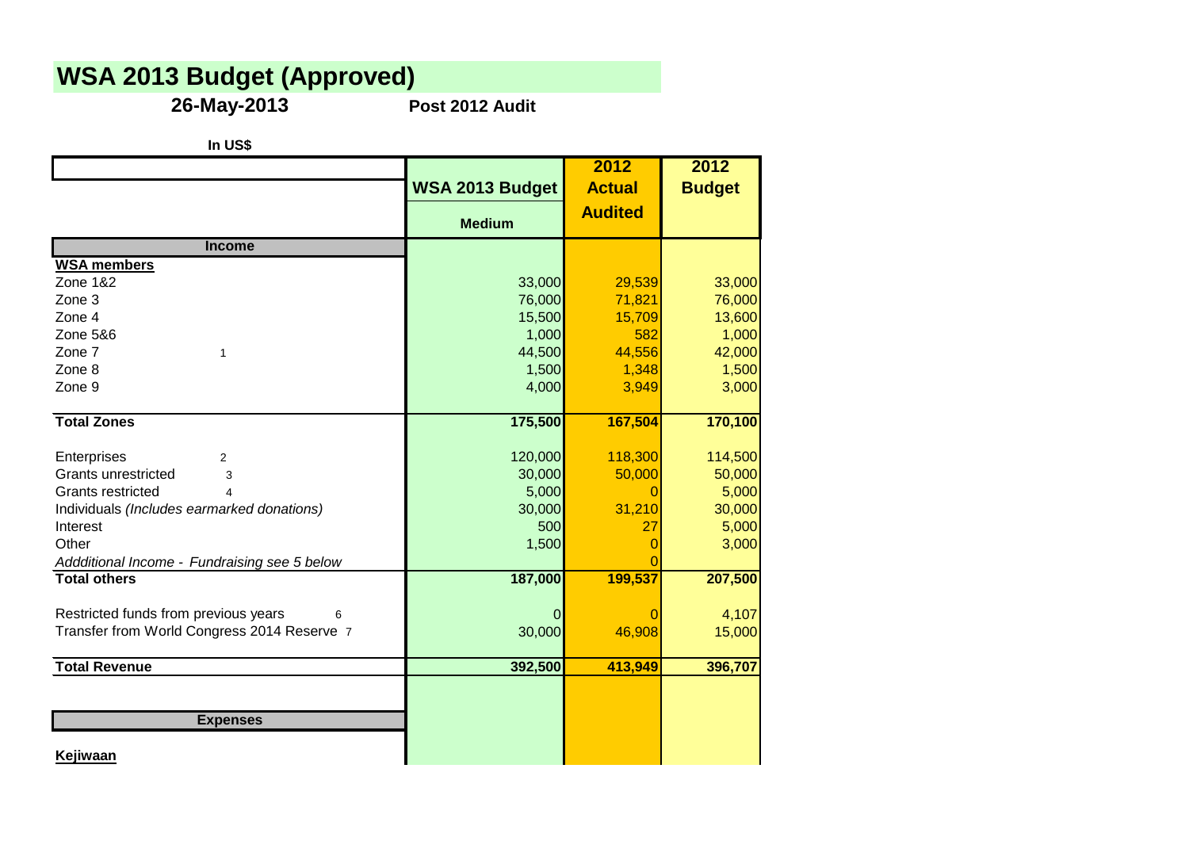# WSA 2013 Budget (Approved)

**26-May-2013** **Post 2012 Audit**

**In US$**

| | WSA 2013 Budget Medium | 2012 Actual Audited | 2012 Budget |
|---|---|---|---|
| **Income** | | | |
| **WSA members** | | | |
| Zone 1&2 | 33,000 | 29,539 | 33,000 |
| Zone 3 | 76,000 | 71,821 | 76,000 |
| Zone 4 | 15,500 | 15,709 | 13,600 |
| Zone 5&6 | 1,000 | 582 | 1,000 |
| Zone 7 1 | 44,500 | 44,556 | 42,000 |
| Zone 8 | 1,500 | 1,348 | 1,500 |
| Zone 9 | 4,000 | 3,949 | 3,000 |
| **Total Zones** | **175,500** | **167,504** | **170,100** |
| Enterprises 2 | 120,000 | 118,300 | 114,500 |
| Grants unrestricted 3 | 30,000 | 50,000 | 50,000 |
| Grants restricted 4 | 5,000 | 0 | 5,000 |
| Individuals *(Includes earmarked donations)* | 30,000 | 31,210 | 30,000 |
| Interest | 500 | 27 | 5,000 |
| Other | 1,500 | 0 | 3,000 |
| *Addditional Income - Fundraising see 5 below* | | 0 | |
| **Total others** | **187,000** | **199,537** | **207,500** |
| Restricted funds from previous years 6 | 0 | 0 | 4,107 |
| Transfer from World Congress 2014 Reserve 7 | 30,000 | 46,908 | 15,000 |
| **Total Revenue** | **392,500** | **413,949** | **396,707** |
| **Expenses** | | | |
| **Kejiwaan** | | | |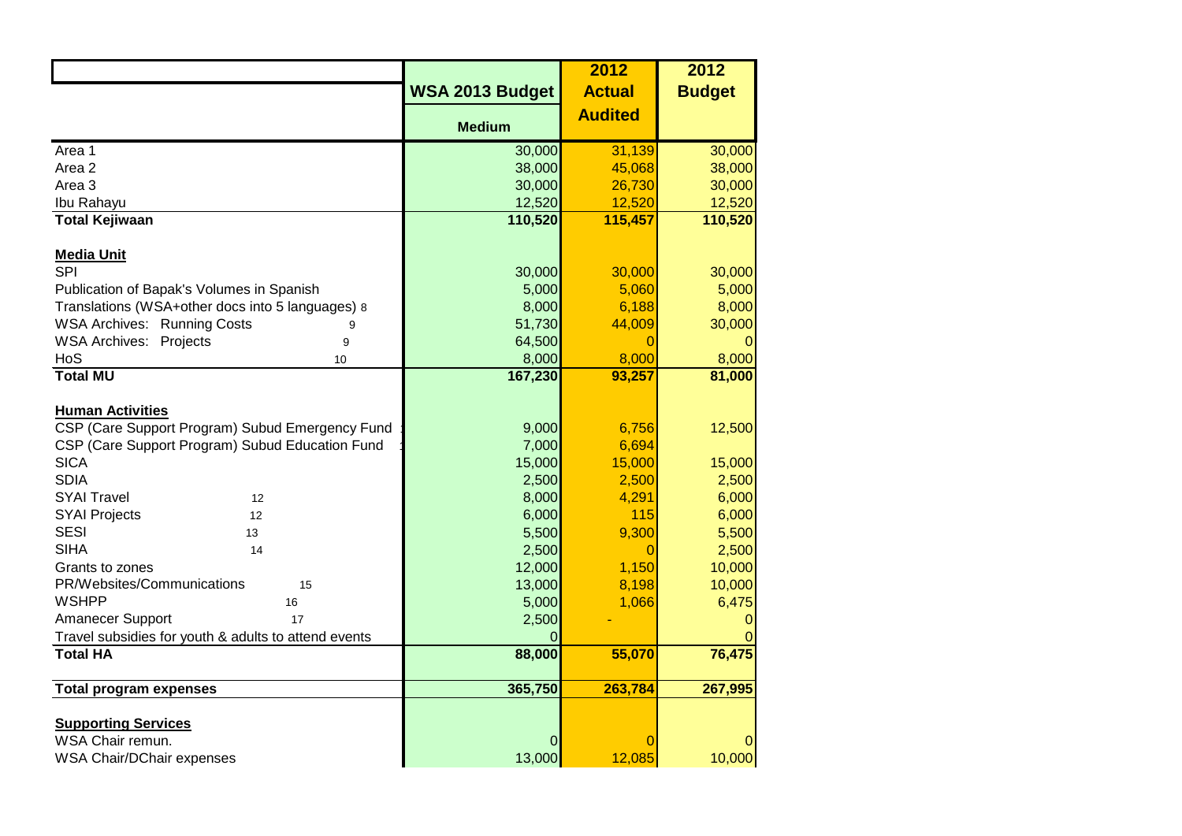| | WSA 2013 Budget | 2012 Actual Audited | 2012 Budget |
|---|---|---|---|
| | Medium | | |
| Area 1 | 30,000 | 31,139 | 30,000 |
| Area 2 | 38,000 | 45,068 | 38,000 |
| Area 3 | 30,000 | 26,730 | 30,000 |
| Ibu Rahayu | 12,520 | 12,520 | 12,520 |
| **Total Kejiwaan** | **110,520** | **115,457** | **110,520** |
| | | | |
| **Media Unit** | | | |
| SPI | 30,000 | 30,000 | 30,000 |
| Publication of Bapak's Volumes in Spanish | 5,000 | 5,060 | 5,000 |
| Translations (WSA+other docs into 5 languages) 8 | 8,000 | 6,188 | 8,000 |
| WSA Archives: Running Costs 9 | 51,730 | 44,009 | 30,000 |
| WSA Archives: Projects 9 | 64,500 | 0 | 0 |
| HoS 10 | 8,000 | 8,000 | 8,000 |
| **Total MU** | **167,230** | **93,257** | **81,000** |
| | | | |
| **Human Activities** | | | |
| CSP (Care Support Program) Subud Emergency Fund | 9,000 | 6,756 | 12,500 |
| CSP (Care Support Program) Subud Education Fund | 7,000 | 6,694 | |
| SICA | 15,000 | 15,000 | 15,000 |
| SDIA | 2,500 | 2,500 | 2,500 |
| SYAI Travel 12 | 8,000 | 4,291 | 6,000 |
| SYAI Projects 12 | 6,000 | 115 | 6,000 |
| SESI 13 | 5,500 | 9,300 | 5,500 |
| SIHA 14 | 2,500 | 0 | 2,500 |
| Grants to zones | 12,000 | 1,150 | 10,000 |
| PR/Websites/Communications 15 | 13,000 | 8,198 | 10,000 |
| WSHPP 16 | 5,000 | 1,066 | 6,475 |
| Amanecer Support 17 | 2,500 | - | 0 |
| Travel subsidies for youth & adults to attend events | 0 | | 0 |
| **Total HA** | **88,000** | **55,070** | **76,475** |
| | | | |
| **Total program expenses** | **365,750** | **263,784** | **267,995** |
| | | | |
| **Supporting Services** | | | |
| WSA Chair remun. | 0 | 0 | 0 |
| WSA Chair/DChair expenses | 13,000 | 12,085 | 10,000 |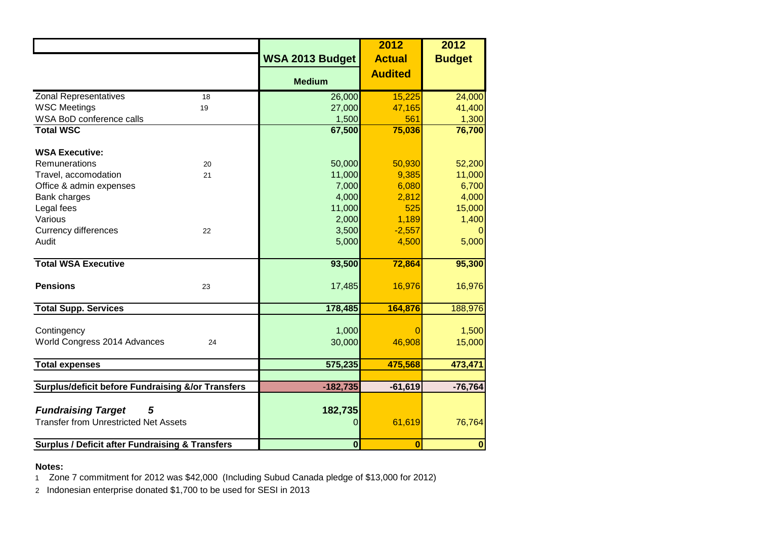| | | WSA 2013 Budget | 2012 Actual Audited | 2012 Budget |
|---|---|---|---|---|
| | | Medium | | |
| Zonal Representatives | 18 | 26,000 | 15,225 | 24,000 |
| WSC Meetings | 19 | 27,000 | 47,165 | 41,400 |
| WSA BoD conference calls | | 1,500 | 561 | 1,300 |
| **Total WSC** | | **67,500** | **75,036** | **76,700** |
| **WSA Executive:** | | | | |
| Remunerations | 20 | 50,000 | 50,930 | 52,200 |
| Travel, accomodation | 21 | 11,000 | 9,385 | 11,000 |
| Office & admin expenses | | 7,000 | 6,080 | 6,700 |
| Bank charges | | 4,000 | 2,812 | 4,000 |
| Legal fees | | 11,000 | 525 | 15,000 |
| Various | | 2,000 | 1,189 | 1,400 |
| Currency differences | 22 | 3,500 | -2,557 | 0 |
| Audit | | 5,000 | 4,500 | 5,000 |
| **Total WSA Executive** | | **93,500** | **72,864** | **95,300** |
| **Pensions** | 23 | 17,485 | 16,976 | 16,976 |
| **Total Supp. Services** | | **178,485** | **164,876** | 188,976 |
| Contingency | | 1,000 | 0 | 1,500 |
| World Congress 2014 Advances | 24 | 30,000 | 46,908 | 15,000 |
| **Total expenses** | | **575,235** | **475,568** | **473,471** |
| **Surplus/deficit before Fundraising &/or Transfers** | | **-182,735** | **-61,619** | **-76,764** |
| ***Fundraising Target*** | ***5*** | **182,735** | | |
| Transfer from Unrestricted Net Assets | | 0 | 61,619 | 76,764 |
| **Surplus / Deficit after Fundraising & Transfers** | | **0** | **0** | **0** |

**Notes:**

1 Zone 7 commitment for 2012 was $42,000 (Including Subud Canada pledge of $13,000 for 2012)

2 Indonesian enterprise donated $1,700 to be used for SESI in 2013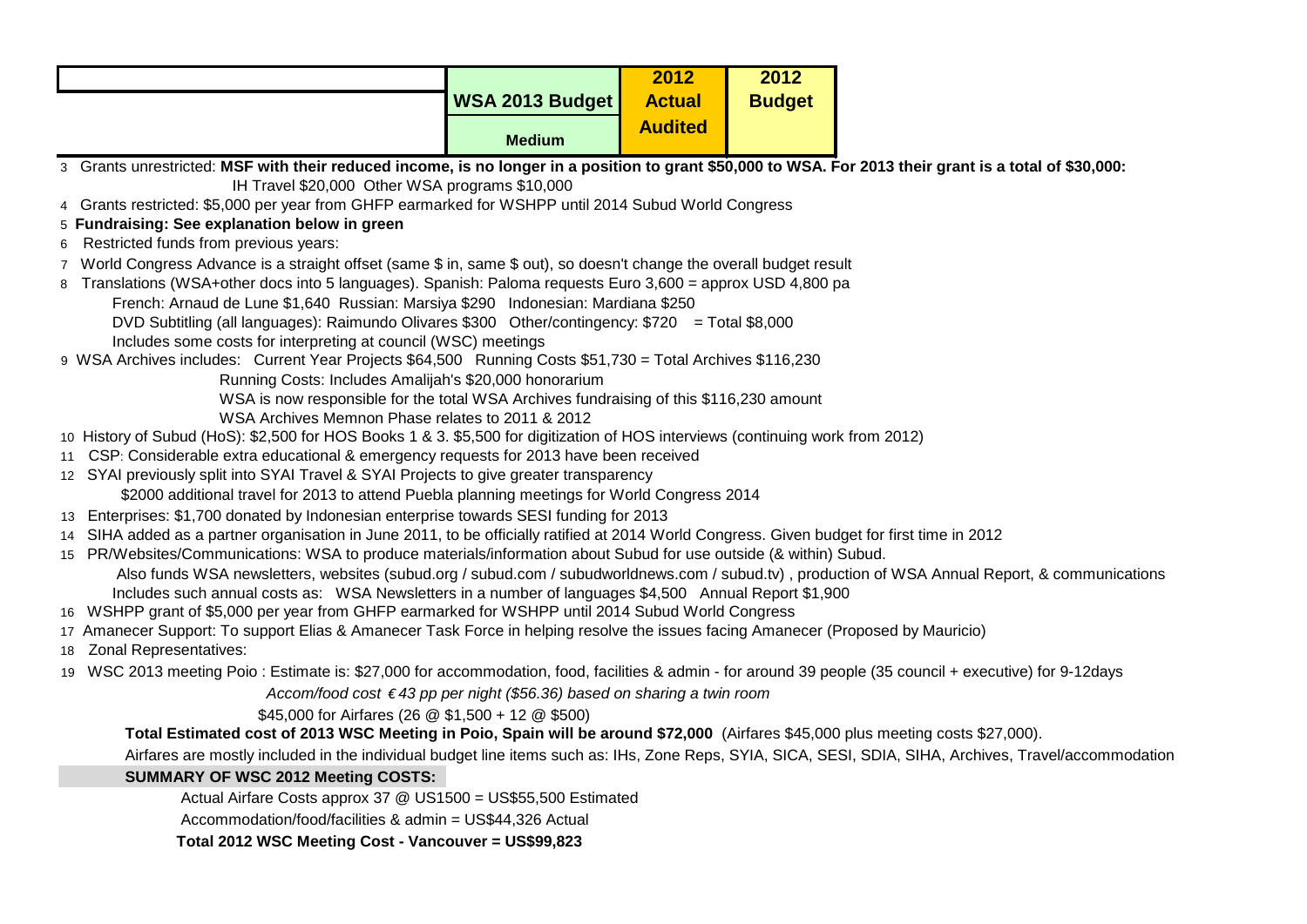| | WSA 2013 Budget | 2012 Actual | 2012 Budget |
|---|---|---|---|
| | Medium | Audited | |

3 Grants unrestricted: **MSF with their reduced income, is no longer in a position to grant $50,000 to WSA. For 2013 their grant is a total of $30,000:**

IH Travel $20,000 Other WSA programs $10,000

4 Grants restricted: $5,000 per year from GHFP earmarked for WSHPP until 2014 Subud World Congress

5 **Fundraising: See explanation below in green**

6 Restricted funds from previous years:

7 World Congress Advance is a straight offset (same $ in, same $ out), so doesn't change the overall budget result

8 Translations (WSA+other docs into 5 languages). Spanish: Paloma requests Euro 3,600 = approx USD 4,800 pa

French: Arnaud de Lune $1,640 Russian: Marsiya $290 Indonesian: Mardiana $250

DVD Subtitling (all languages): Raimundo Olivares $300 Other/contingency: $720 = Total $8,000

Includes some costs for interpreting at council (WSC) meetings

9 WSA Archives includes: Current Year Projects $64,500 Running Costs $51,730 = Total Archives $116,230

Running Costs: Includes Amalijah's $20,000 honorarium

WSA is now responsible for the total WSA Archives fundraising of this $116,230 amount

WSA Archives Memnon Phase relates to 2011 & 2012

10 History of Subud (HoS): $2,500 for HOS Books 1 & 3. $5,500 for digitization of HOS interviews (continuing work from 2012)

11 CSP: Considerable extra educational & emergency requests for 2013 have been received

12 SYAI previously split into SYAI Travel & SYAI Projects to give greater transparency

$2000 additional travel for 2013 to attend Puebla planning meetings for World Congress 2014

13 Enterprises: $1,700 donated by Indonesian enterprise towards SESI funding for 2013

14 SIHA added as a partner organisation in June 2011, to be officially ratified at 2014 World Congress. Given budget for first time in 2012

15 PR/Websites/Communications: WSA to produce materials/information about Subud for use outside (& within) Subud.

Also funds WSA newsletters, websites (subud.org / subud.com / subudworldnews.com / subud.tv) , production of WSA Annual Report, & communications

Includes such annual costs as: WSA Newsletters in a number of languages $4,500 Annual Report $1,900

16 WSHPP grant of $5,000 per year from GHFP earmarked for WSHPP until 2014 Subud World Congress

17 Amanecer Support: To support Elias & Amanecer Task Force in helping resolve the issues facing Amanecer (Proposed by Mauricio)

18 Zonal Representatives:

19 WSC 2013 meeting Poio : Estimate is: $27,000 for accommodation, food, facilities & admin - for around 39 people (35 council + executive) for 9-12days

*Accom/food cost €43 pp per night ($56.36) based on sharing a twin room*

$45,000 for Airfares (26 @ $1,500 + 12 @ $500)

**Total Estimated cost of 2013 WSC Meeting in Poio, Spain will be around $72,000** (Airfares $45,000 plus meeting costs $27,000).

Airfares are mostly included in the individual budget line items such as: IHs, Zone Reps, SYIA, SICA, SESI, SDIA, SIHA, Archives, Travel/accommodation

**SUMMARY OF WSC 2012 Meeting COSTS:**

Actual Airfare Costs approx 37 @ US1500 = US$55,500 Estimated

Accommodation/food/facilities & admin = US$44,326 Actual

**Total 2012 WSC Meeting Cost - Vancouver = US$99,823**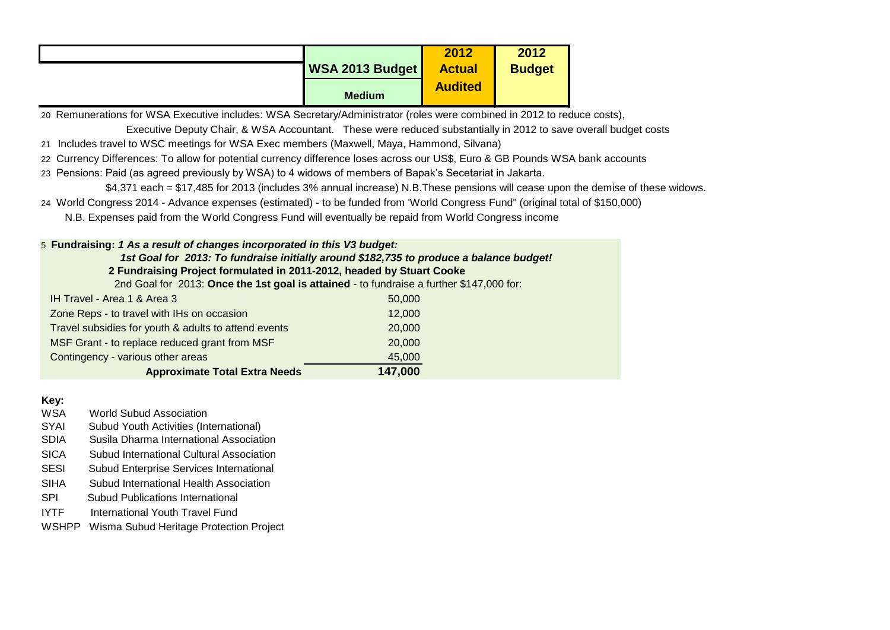| | WSA 2013 Budget | 2012 Actual Audited | 2012 Budget |
|---|---|---|---|
| | Medium | | |

20 Remunerations for WSA Executive includes: WSA Secretary/Administrator (roles were combined in 2012 to reduce costs),
Executive Deputy Chair, & WSA Accountant. These were reduced substantially in 2012 to save overall budget costs

21 Includes travel to WSC meetings for WSA Exec members (Maxwell, Maya, Hammond, Silvana)

22 Currency Differences: To allow for potential currency difference loses across our US$, Euro & GB Pounds WSA bank accounts

23 Pensions: Paid (as agreed previously by WSA) to 4 widows of members of Bapak's Secetariat in Jakarta.
$4,371 each = $17,485 for 2013 (includes 3% annual increase) N.B.These pensions will cease upon the demise of these widows.

24 World Congress 2014 - Advance expenses (estimated) - to be funded from 'World Congress Fund" (original total of $150,000)
N.B. Expenses paid from the World Congress Fund will eventually be repaid from World Congress income

5 **Fundraising:** ***1 As a result of changes incorporated in this V3 budget:***
***1st Goal for 2013: To fundraise initially around $182,735 to produce a balance budget!***
**2 Fundraising Project formulated in 2011-2012, headed by Stuart Cooke**
2nd Goal for 2013: **Once the 1st goal is attained** - to fundraise a further $147,000 for:

| | |
|---|---|
| IH Travel - Area 1 & Area 3 | 50,000 |
| Zone Reps - to travel with IHs on occasion | 12,000 |
| Travel subsidies for youth & adults to attend events | 20,000 |
| MSF Grant - to replace reduced grant from MSF | 20,000 |
| Contingency - various other areas | 45,000 |
| **Approximate Total Extra Needs** | **147,000** |

**Key:**

- WSA World Subud Association
- SYAI Subud Youth Activities (International)
- SDIA Susila Dharma International Association
- SICA Subud International Cultural Association
- SESI Subud Enterprise Services International
- SIHA Subud International Health Association
- SPI Subud Publications International
- IYTF International Youth Travel Fund
- WSHPP Wisma Subud Heritage Protection Project